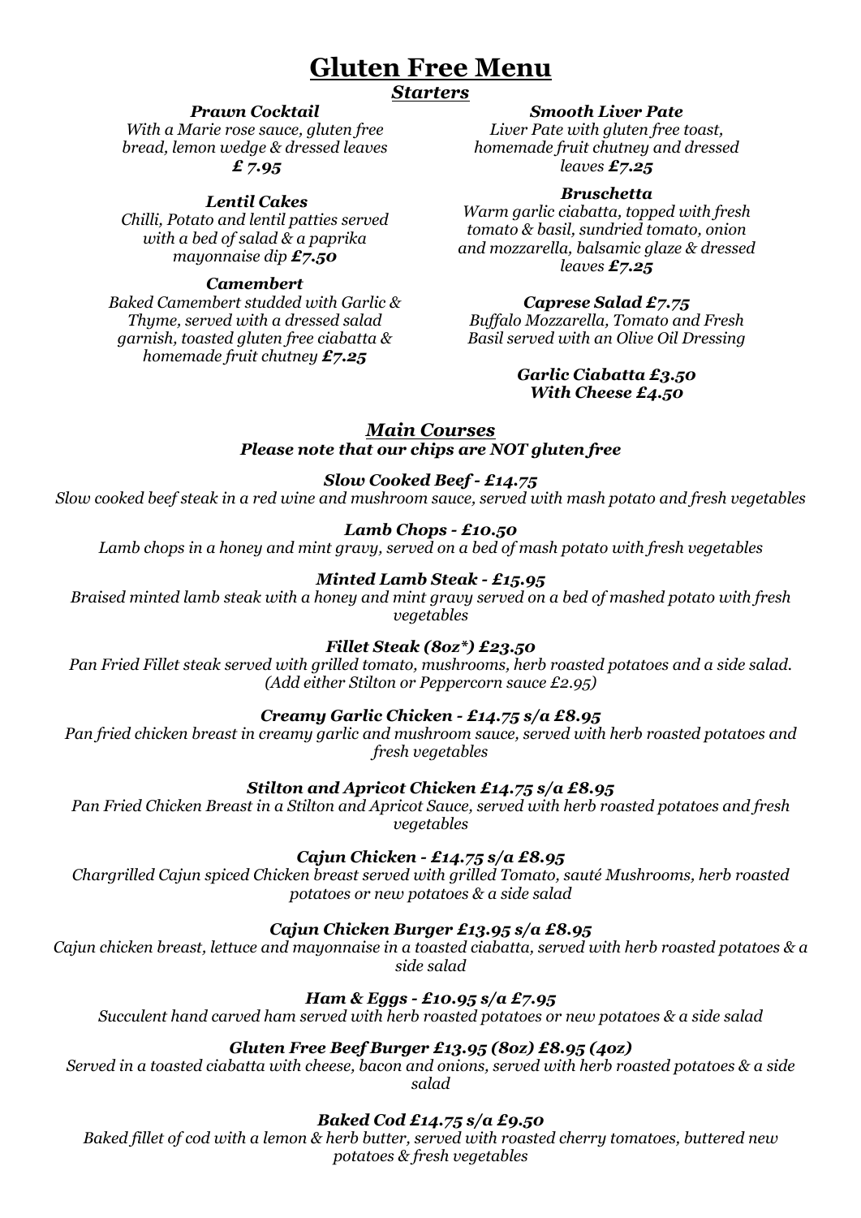# Gluten Free Menu

## Starters

***Prawn Cocktail***
*With a Marie rose sauce, gluten free bread, lemon wedge & dressed leaves* ***£ 7.95***

***Lentil Cakes***
*Chilli, Potato and lentil patties served with a bed of salad & a paprika mayonnaise dip* ***£7.50***

***Camembert***
*Baked Camembert studded with Garlic & Thyme, served with a dressed salad garnish, toasted gluten free ciabatta & homemade fruit chutney* ***£7.25***

***Smooth Liver Pate***
*Liver Pate with gluten free toast, homemade fruit chutney and dressed leaves* ***£7.25***

***Bruschetta***
*Warm garlic ciabatta, topped with fresh tomato & basil, sundried tomato, onion and mozzarella, balsamic glaze & dressed leaves* ***£7.25***

***Caprese Salad £7.75***
*Buffalo Mozzarella, Tomato and Fresh Basil served with an Olive Oil Dressing*

***Garlic Ciabatta £3.50***
***With Cheese £4.50***

## Main Courses

***Please note that our chips are NOT gluten free***

***Slow Cooked Beef - £14.75***
*Slow cooked beef steak in a red wine and mushroom sauce, served with mash potato and fresh vegetables*

***Lamb Chops - £10.50***
*Lamb chops in a honey and mint gravy, served on a bed of mash potato with fresh vegetables*

***Minted Lamb Steak - £15.95***
*Braised minted lamb steak with a honey and mint gravy served on a bed of mashed potato with fresh vegetables*

***Fillet Steak (8oz*) £23.50***
*Pan Fried Fillet steak served with grilled tomato, mushrooms, herb roasted potatoes and a side salad. (Add either Stilton or Peppercorn sauce £2.95)*

***Creamy Garlic Chicken - £14.75 s/a £8.95***
*Pan fried chicken breast in creamy garlic and mushroom sauce, served with herb roasted potatoes and fresh vegetables*

***Stilton and Apricot Chicken £14.75 s/a £8.95***
*Pan Fried Chicken Breast in a Stilton and Apricot Sauce, served with herb roasted potatoes and fresh vegetables*

***Cajun Chicken - £14.75 s/a £8.95***
*Chargrilled Cajun spiced Chicken breast served with grilled Tomato, sauté Mushrooms, herb roasted potatoes or new potatoes & a side salad*

***Cajun Chicken Burger £13.95 s/a £8.95***
*Cajun chicken breast, lettuce and mayonnaise in a toasted ciabatta, served with herb roasted potatoes & a side salad*

***Ham & Eggs - £10.95 s/a £7.95***
*Succulent hand carved ham served with herb roasted potatoes or new potatoes & a side salad*

***Gluten Free Beef Burger £13.95 (8oz) £8.95 (4oz)***
*Served in a toasted ciabatta with cheese, bacon and onions, served with herb roasted potatoes & a side salad*

***Baked Cod £14.75 s/a £9.50***
*Baked fillet of cod with a lemon & herb butter, served with roasted cherry tomatoes, buttered new potatoes & fresh vegetables*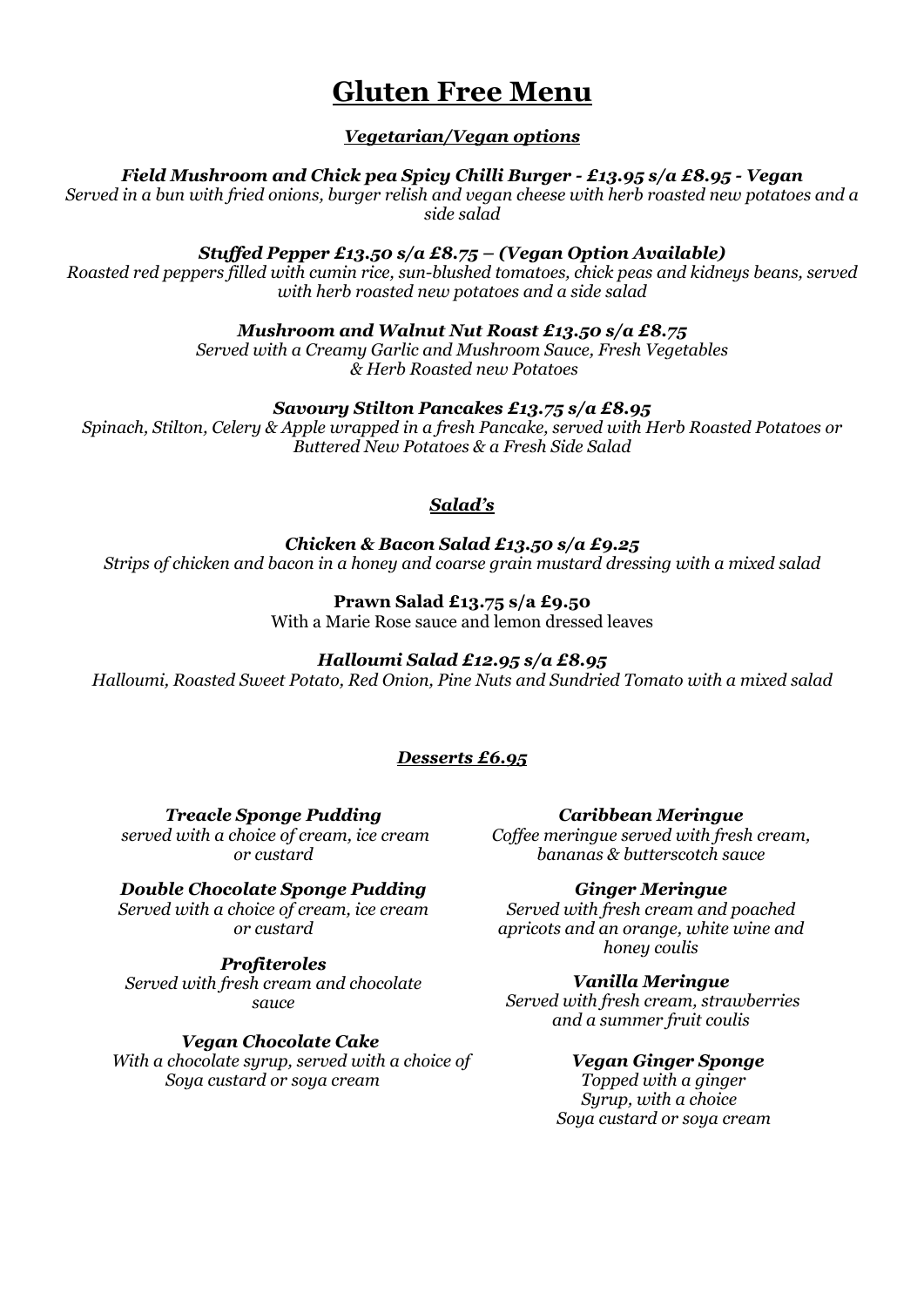# Gluten Free Menu

## *Vegetarian/Vegan options*

***Field Mushroom and Chick pea Spicy Chilli Burger - £13.95 s/a £8.95 - Vegan***
*Served in a bun with fried onions, burger relish and vegan cheese with herb roasted new potatoes and a side salad*

***Stuffed Pepper £13.50 s/a £8.75 – (Vegan Option Available)***
*Roasted red peppers filled with cumin rice, sun-blushed tomatoes, chick peas and kidneys beans, served with herb roasted new potatoes and a side salad*

***Mushroom and Walnut Nut Roast £13.50 s/a £8.75***
*Served with a Creamy Garlic and Mushroom Sauce, Fresh Vegetables & Herb Roasted new Potatoes*

***Savoury Stilton Pancakes £13.75 s/a £8.95***
*Spinach, Stilton, Celery & Apple wrapped in a fresh Pancake, served with Herb Roasted Potatoes or Buttered New Potatoes & a Fresh Side Salad*

## *Salad's*

***Chicken & Bacon Salad £13.50 s/a £9.25***
*Strips of chicken and bacon in a honey and coarse grain mustard dressing with a mixed salad*

**Prawn Salad £13.75 s/a £9.50**
With a Marie Rose sauce and lemon dressed leaves

***Halloumi Salad £12.95 s/a £8.95***
*Halloumi, Roasted Sweet Potato, Red Onion, Pine Nuts and Sundried Tomato with a mixed salad*

## *Desserts £6.95*

***Treacle Sponge Pudding***
*served with a choice of cream, ice cream or custard*

***Double Chocolate Sponge Pudding***
*Served with a choice of cream, ice cream or custard*

***Profiteroles***
*Served with fresh cream and chocolate sauce*

***Vegan Chocolate Cake***
*With a chocolate syrup, served with a choice of Soya custard or soya cream*

***Caribbean Meringue***
*Coffee meringue served with fresh cream, bananas & butterscotch sauce*

***Ginger Meringue***
*Served with fresh cream and poached apricots and an orange, white wine and honey coulis*

***Vanilla Meringue***
*Served with fresh cream, strawberries and a summer fruit coulis*

***Vegan Ginger Sponge***
*Topped with a ginger Syrup, with a choice Soya custard or soya cream*